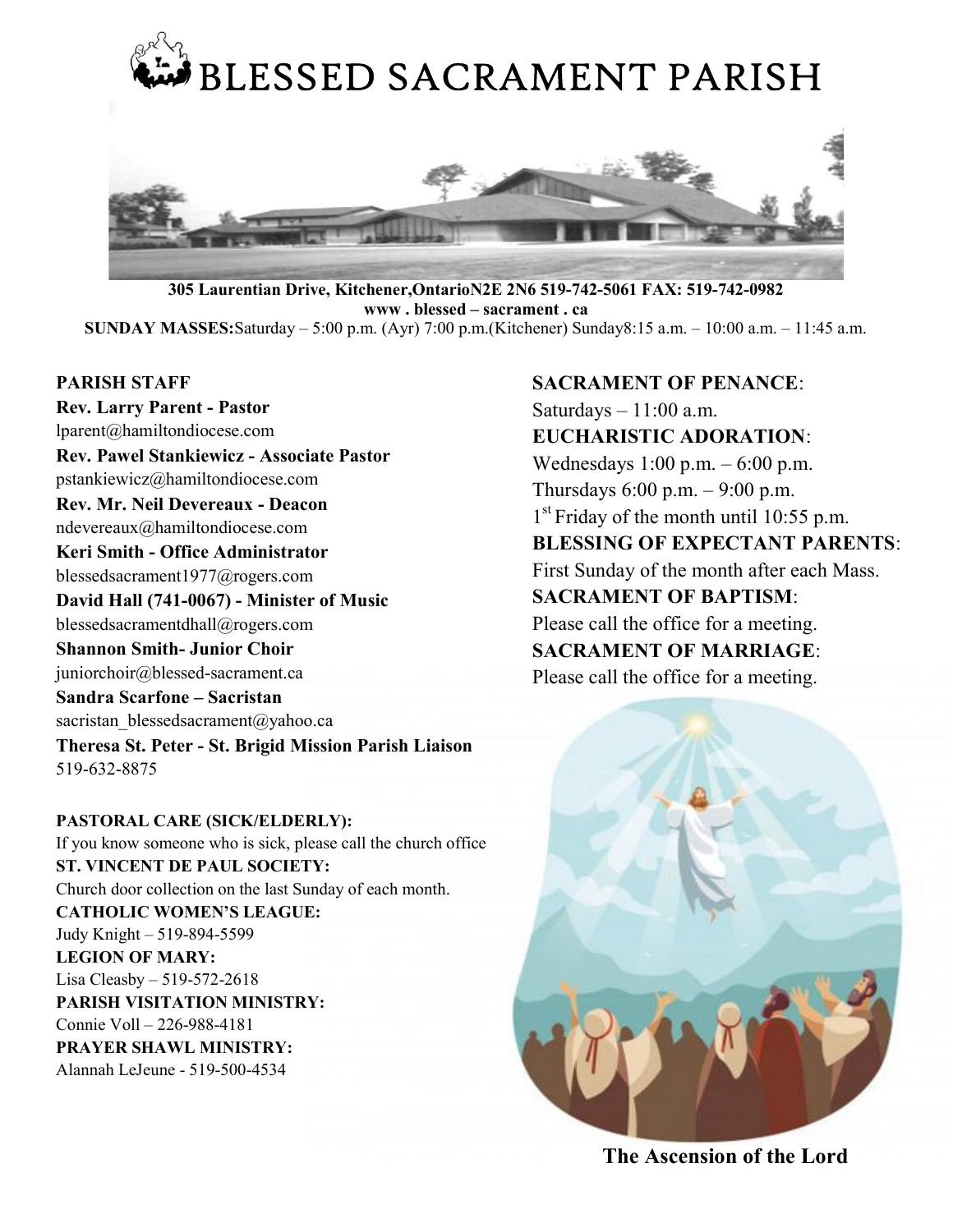# BLESSED SACRAMENT PARISH

**305 Laurentian Drive, Kitchener,OntarioN2E 2N6 519-742-5061 FAX: 519-742-0982**
**www . blessed – sacrament . ca**
**SUNDAY MASSES:**Saturday – 5:00 p.m. (Ayr) 7:00 p.m.(Kitchener) Sunday8:15 a.m. – 10:00 a.m. – 11:45 a.m.

**PARISH STAFF**

**Rev. Larry Parent - Pastor**
lparent@hamiltondiocese.com

**Rev. Pawel Stankiewicz - Associate Pastor**
pstankiewicz@hamiltondiocese.com

**Rev. Mr. Neil Devereaux - Deacon**
ndevereaux@hamiltondiocese.com

**Keri Smith - Office Administrator**
blessedsacrament1977@rogers.com

**David Hall (741-0067) - Minister of Music**
blessedsacramentdhall@rogers.com

**Shannon Smith- Junior Choir**
juniorchoir@blessed-sacrament.ca

**Sandra Scarfone – Sacristan**
sacristan_blessedsacrament@yahoo.ca

**Theresa St. Peter - St. Brigid Mission Parish Liaison**
519-632-8875

**PASTORAL CARE (SICK/ELDERLY):**
If you know someone who is sick, please call the church office

**ST. VINCENT DE PAUL SOCIETY:**
Church door collection on the last Sunday of each month.

**CATHOLIC WOMEN'S LEAGUE:**
Judy Knight – 519-894-5599

**LEGION OF MARY:**
Lisa Cleasby – 519-572-2618

**PARISH VISITATION MINISTRY:**
Connie Voll – 226-988-4181

**PRAYER SHAWL MINISTRY:**
Alannah LeJeune - 519-500-4534

**SACRAMENT OF PENANCE**:
Saturdays – 11:00 a.m.

**EUCHARISTIC ADORATION**:
Wednesdays 1:00 p.m. – 6:00 p.m.
Thursdays 6:00 p.m. – 9:00 p.m.
1st Friday of the month until 10:55 p.m.

**BLESSING OF EXPECTANT PARENTS**:
First Sunday of the month after each Mass.

**SACRAMENT OF BAPTISM**:
Please call the office for a meeting.

**SACRAMENT OF MARRIAGE**:
Please call the office for a meeting.

**The Ascension of the Lord**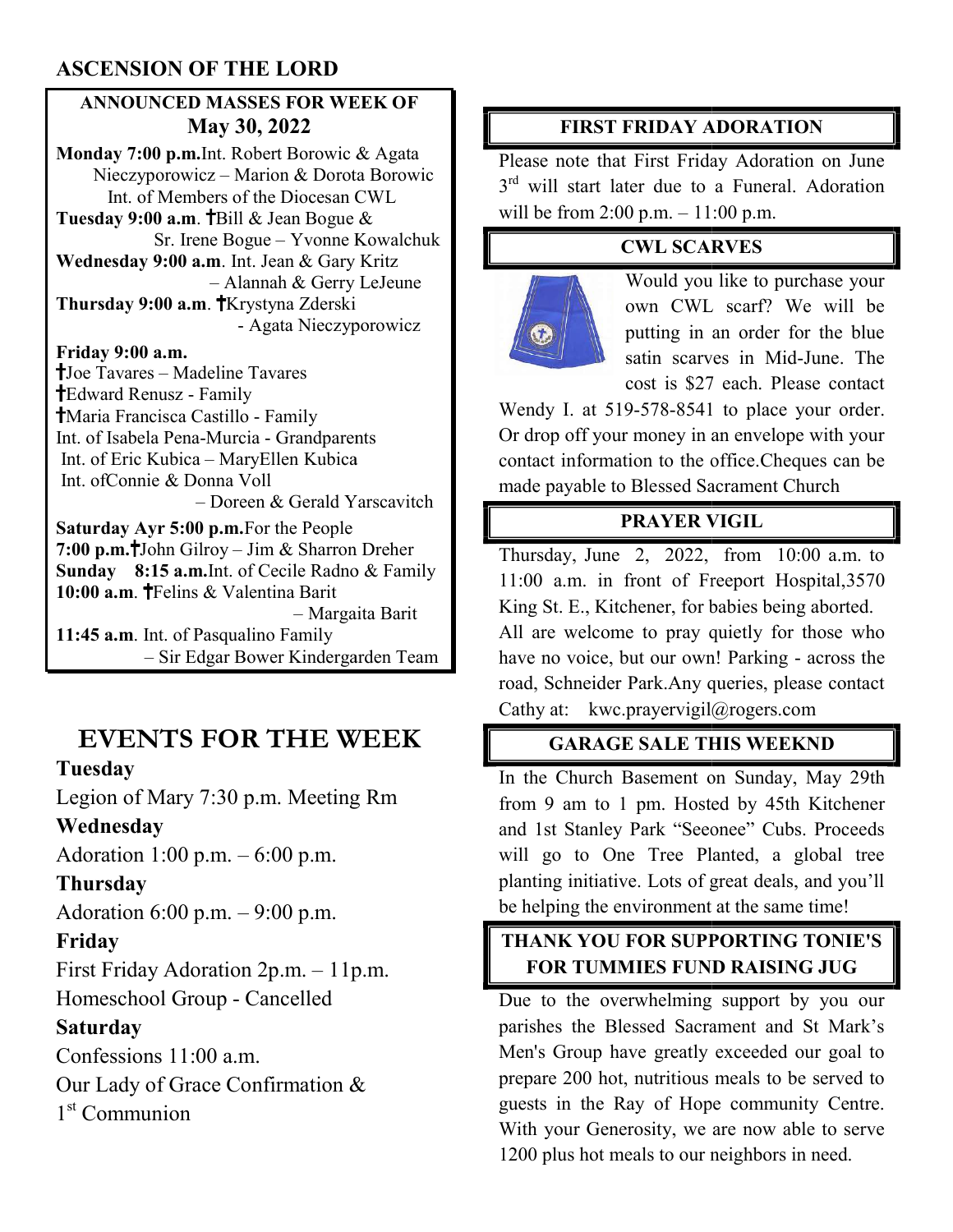## ASCENSION OF THE LORD

### ANNOUNCED MASSES FOR WEEK OF May 30, 2022

**Monday 7:00 p.m.** Int. Robert Borowic & Agata Nieczyporowicz – Marion & Dorota Borowic
Int. of Members of the Diocesan CWL

**Tuesday 9:00 a.m**. †Bill & Jean Bogue & Sr. Irene Bogue – Yvonne Kowalchuk

**Wednesday 9:00 a.m**. Int. Jean & Gary Kritz – Alannah & Gerry LeJeune

**Thursday 9:00 a.m**. †Krystyna Zderski - Agata Nieczyporowicz

**Friday 9:00 a.m.**
†Joe Tavares – Madeline Tavares
†Edward Renusz - Family
†Maria Francisca Castillo - Family
Int. of Isabela Pena-Murcia - Grandparents
Int. of Eric Kubica – MaryEllen Kubica
Int. ofConnie & Donna Voll – Doreen & Gerald Yarscavitch

**Saturday Ayr 5:00 p.m.** For the People
**7:00 p.m.**†John Gilroy – Jim & Sharron Dreher
**Sunday 8:15 a.m.** Int. of Cecile Radno & Family
**10:00 a.m**. †Felins & Valentina Barit – Margaita Barit
**11:45 a.m**. Int. of Pasqualino Family – Sir Edgar Bower Kindergarden Team

## EVENTS FOR THE WEEK

**Tuesday**
Legion of Mary 7:30 p.m. Meeting Rm

**Wednesday**
Adoration 1:00 p.m. – 6:00 p.m.

**Thursday**
Adoration 6:00 p.m. – 9:00 p.m.

**Friday**
First Friday Adoration 2p.m. – 11p.m.
Homeschool Group - Cancelled

**Saturday**
Confessions 11:00 a.m.
Our Lady of Grace Confirmation & 1st Communion

### FIRST FRIDAY ADORATION

Please note that First Friday Adoration on June 3rd will start later due to a Funeral. Adoration will be from 2:00 p.m. – 11:00 p.m.

### CWL SCARVES

Would you like to purchase your own CWL scarf? We will be putting in an order for the blue satin scarves in Mid-June. The cost is $27 each. Please contact Wendy I. at 519-578-8541 to place your order. Or drop off your money in an envelope with your contact information to the office.Cheques can be made payable to Blessed Sacrament Church

### PRAYER VIGIL

Thursday, June 2, 2022, from 10:00 a.m. to 11:00 a.m. in front of Freeport Hospital,3570 King St. E., Kitchener, for babies being aborted. All are welcome to pray quietly for those who have no voice, but our own! Parking - across the road, Schneider Park.Any queries, please contact Cathy at: kwc.prayervigil@rogers.com

### GARAGE SALE THIS WEEKND

In the Church Basement on Sunday, May 29th from 9 am to 1 pm. Hosted by 45th Kitchener and 1st Stanley Park "Seeonee" Cubs. Proceeds will go to One Tree Planted, a global tree planting initiative. Lots of great deals, and you'll be helping the environment at the same time!

### THANK YOU FOR SUPPORTING TONIE'S FOR TUMMIES FUND RAISING JUG

Due to the overwhelming support by you our parishes the Blessed Sacrament and St Mark's Men's Group have greatly exceeded our goal to prepare 200 hot, nutritious meals to be served to guests in the Ray of Hope community Centre. With your Generosity, we are now able to serve 1200 plus hot meals to our neighbors in need.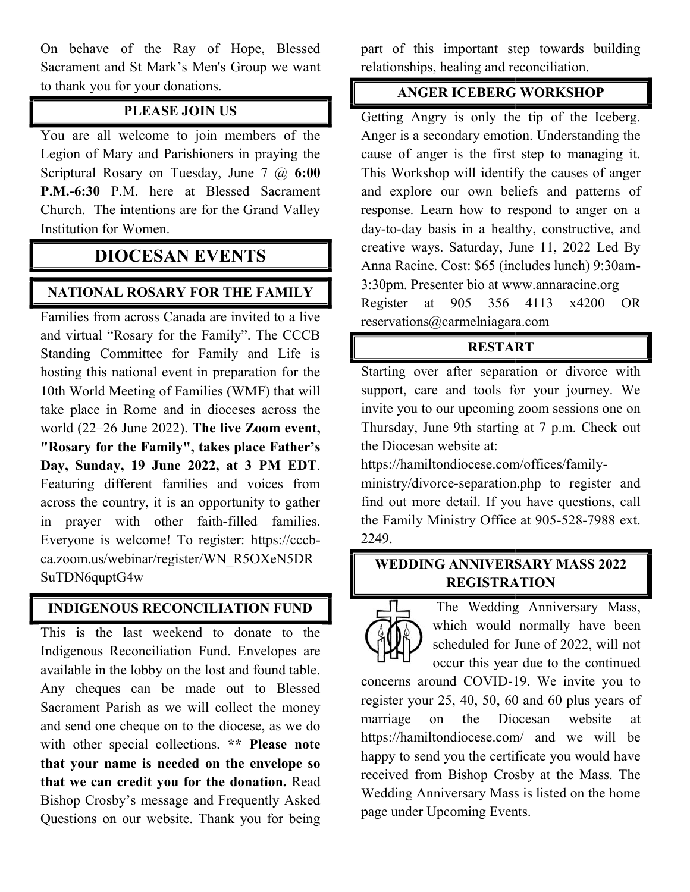On behave of the Ray of Hope, Blessed Sacrament and St Mark's Men's Group we want to thank you for your donations.

## PLEASE JOIN US

You are all welcome to join members of the Legion of Mary and Parishioners in praying the Scriptural Rosary on Tuesday, June 7 @ **6:00 P.M.-6:30** P.M. here at Blessed Sacrament Church. The intentions are for the Grand Valley Institution for Women.

# DIOCESAN EVENTS

## NATIONAL ROSARY FOR THE FAMILY

Families from across Canada are invited to a live and virtual "Rosary for the Family". The CCCB Standing Committee for Family and Life is hosting this national event in preparation for the 10th World Meeting of Families (WMF) that will take place in Rome and in dioceses across the world (22–26 June 2022). **The live Zoom event, "Rosary for the Family", takes place Father's Day, Sunday, 19 June 2022, at 3 PM EDT**. Featuring different families and voices from across the country, it is an opportunity to gather in prayer with other faith-filled families. Everyone is welcome! To register: https://cccb-ca.zoom.us/webinar/register/WN_R5OXeN5DRSuTDN6quptG4w

## INDIGENOUS RECONCILIATION FUND

This is the last weekend to donate to the Indigenous Reconciliation Fund. Envelopes are available in the lobby on the lost and found table. Any cheques can be made out to Blessed Sacrament Parish as we will collect the money and send one cheque on to the diocese, as we do with other special collections. **** Please note that your name is needed on the envelope so that we can credit you for the donation.** Read Bishop Crosby's message and Frequently Asked Questions on our website. Thank you for being part of this important step towards building relationships, healing and reconciliation.

## ANGER ICEBERG WORKSHOP

Getting Angry is only the tip of the Iceberg. Anger is a secondary emotion. Understanding the cause of anger is the first step to managing it. This Workshop will identify the causes of anger and explore our own beliefs and patterns of response. Learn how to respond to anger on a day-to-day basis in a healthy, constructive, and creative ways. Saturday, June 11, 2022 Led By Anna Racine. Cost: $65 (includes lunch) 9:30am-3:30pm. Presenter bio at www.annaracine.org
Register at 905 356 4113 x4200 OR reservations@carmelniagara.com

## RESTART

Starting over after separation or divorce with support, care and tools for your journey. We invite you to our upcoming zoom sessions one on Thursday, June 9th starting at 7 p.m. Check out the Diocesan website at:
https://hamiltondiocese.com/offices/family-ministry/divorce-separation.php to register and find out more detail. If you have questions, call the Family Ministry Office at 905-528-7988 ext. 2249.

## WEDDING ANNIVERSARY MASS 2022 REGISTRATION

The Wedding Anniversary Mass, which would normally have been scheduled for June of 2022, will not occur this year due to the continued concerns around COVID-19. We invite you to register your 25, 40, 50, 60 and 60 plus years of marriage on the Diocesan website at https://hamiltondiocese.com/ and we will be happy to send you the certificate you would have received from Bishop Crosby at the Mass. The Wedding Anniversary Mass is listed on the home page under Upcoming Events.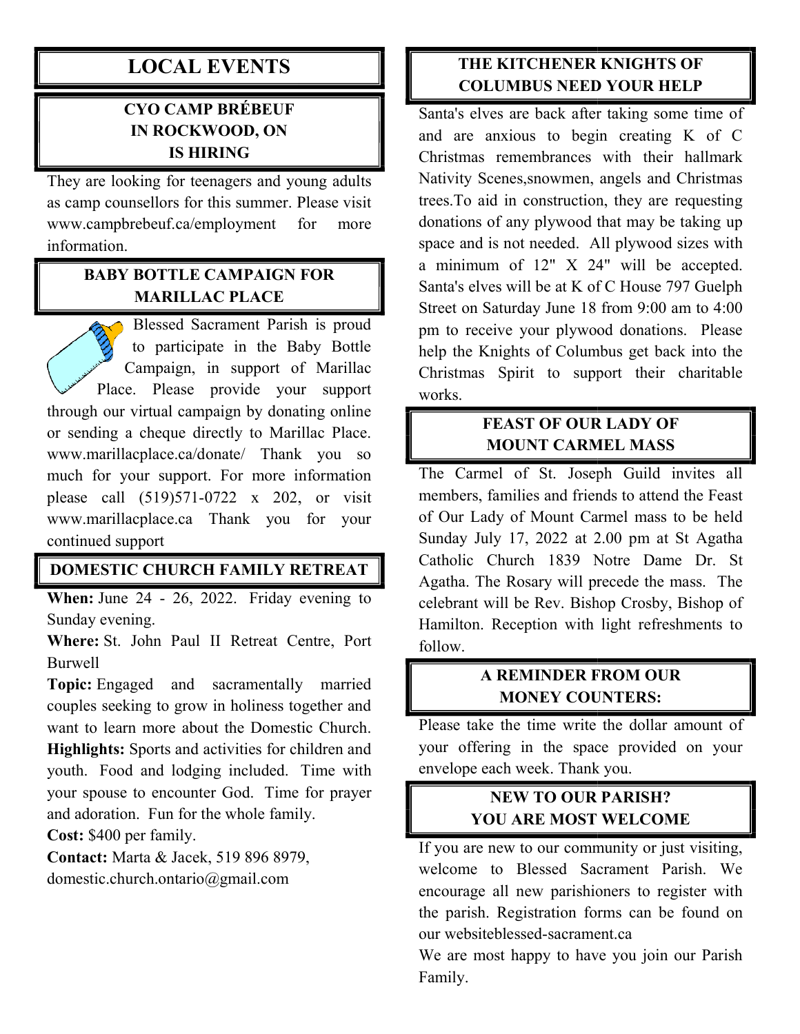# LOCAL EVENTS

## CYO CAMP BRÉBEUF IN ROCKWOOD, ON IS HIRING

They are looking for teenagers and young adults as camp counsellors for this summer. Please visit www.campbrebeuf.ca/employment for more information.

## BABY BOTTLE CAMPAIGN FOR MARILLAC PLACE

Blessed Sacrament Parish is proud to participate in the Baby Bottle Campaign, in support of Marillac Place. Please provide your support through our virtual campaign by donating online or sending a cheque directly to Marillac Place. www.marillacplace.ca/donate/ Thank you so much for your support. For more information please call (519)571-0722 x 202, or visit www.marillacplace.ca Thank you for your continued support

## DOMESTIC CHURCH FAMILY RETREAT

**When:** June 24 - 26, 2022. Friday evening to Sunday evening.

**Where:** St. John Paul II Retreat Centre, Port Burwell

**Topic:** Engaged and sacramentally married couples seeking to grow in holiness together and want to learn more about the Domestic Church.

**Highlights:** Sports and activities for children and youth. Food and lodging included. Time with your spouse to encounter God. Time for prayer and adoration. Fun for the whole family.

**Cost:** $400 per family.

**Contact:** Marta & Jacek, 519 896 8979, domestic.church.ontario@gmail.com

## THE KITCHENER KNIGHTS OF COLUMBUS NEED YOUR HELP

Santa's elves are back after taking some time of and are anxious to begin creating K of C Christmas remembrances with their hallmark Nativity Scenes,snowmen, angels and Christmas trees.To aid in construction, they are requesting donations of any plywood that may be taking up space and is not needed. All plywood sizes with a minimum of 12" X 24" will be accepted. Santa's elves will be at K of C House 797 Guelph Street on Saturday June 18 from 9:00 am to 4:00 pm to receive your plywood donations. Please help the Knights of Columbus get back into the Christmas Spirit to support their charitable works.

## FEAST OF OUR LADY OF MOUNT CARMEL MASS

The Carmel of St. Joseph Guild invites all members, families and friends to attend the Feast of Our Lady of Mount Carmel mass to be held Sunday July 17, 2022 at 2.00 pm at St Agatha Catholic Church 1839 Notre Dame Dr. St Agatha. The Rosary will precede the mass. The celebrant will be Rev. Bishop Crosby, Bishop of Hamilton. Reception with light refreshments to follow.

## A REMINDER FROM OUR MONEY COUNTERS:

Please take the time write the dollar amount of your offering in the space provided on your envelope each week. Thank you.

## NEW TO OUR PARISH? YOU ARE MOST WELCOME

If you are new to our community or just visiting, welcome to Blessed Sacrament Parish. We encourage all new parishioners to register with the parish. Registration forms can be found on our websiteblessed-sacrament.ca

We are most happy to have you join our Parish Family.